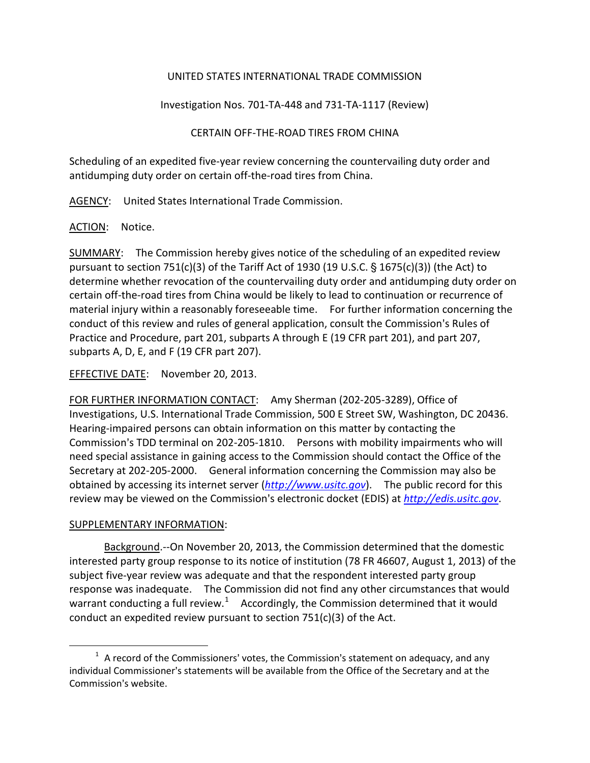UNITED STATES INTERNATIONAL TRADE COMMISSION

Investigation Nos. 701-TA-448 and 731-TA-1117 (Review)

CERTAIN OFF-THE-ROAD TIRES FROM CHINA

Scheduling of an expedited five-year review concerning the countervailing duty order and antidumping duty order on certain off-the-road tires from China.

AGENCY: United States International Trade Commission.

ACTION: Notice.

SUMMARY: The Commission hereby gives notice of the scheduling of an expedited review pursuant to section 751(c)(3) of the Tariff Act of 1930 (19 U.S.C. § 1675(c)(3)) (the Act) to determine whether revocation of the countervailing duty order and antidumping duty order on certain off-the-road tires from China would be likely to lead to continuation or recurrence of material injury within a reasonably foreseeable time. For further information concerning the conduct of this review and rules of general application, consult the Commission's Rules of Practice and Procedure, part 201, subparts A through E (19 CFR part 201), and part 207, subparts A, D, E, and F (19 CFR part 207).

EFFECTIVE DATE: November 20, 2013.

FOR FURTHER INFORMATION CONTACT: Amy Sherman (202-205-3289), Office of Investigations, U.S. International Trade Commission, 500 E Street SW, Washington, DC 20436. Hearing-impaired persons can obtain information on this matter by contacting the Commission's TDD terminal on 202-205-1810. Persons with mobility impairments who will need special assistance in gaining access to the Commission should contact the Office of the Secretary at 202-205-2000. General information concerning the Commission may also be obtained by accessing its internet server (*http://www.usitc.gov*). The public record for this review may be viewed on the Commission's electronic docket (EDIS) at *http://edis.usitc.gov*.

SUPPLEMENTARY INFORMATION:

Background.--On November 20, 2013, the Commission determined that the domestic interested party group response to its notice of institution (78 FR 46607, August 1, 2013) of the subject five-year review was adequate and that the respondent interested party group response was inadequate. The Commission did not find any other circumstances that would warrant conducting a full review.[1] Accordingly, the Commission determined that it would conduct an expedited review pursuant to section 751(c)(3) of the Act.

[1] A record of the Commissioners' votes, the Commission's statement on adequacy, and any individual Commissioner's statements will be available from the Office of the Secretary and at the Commission's website.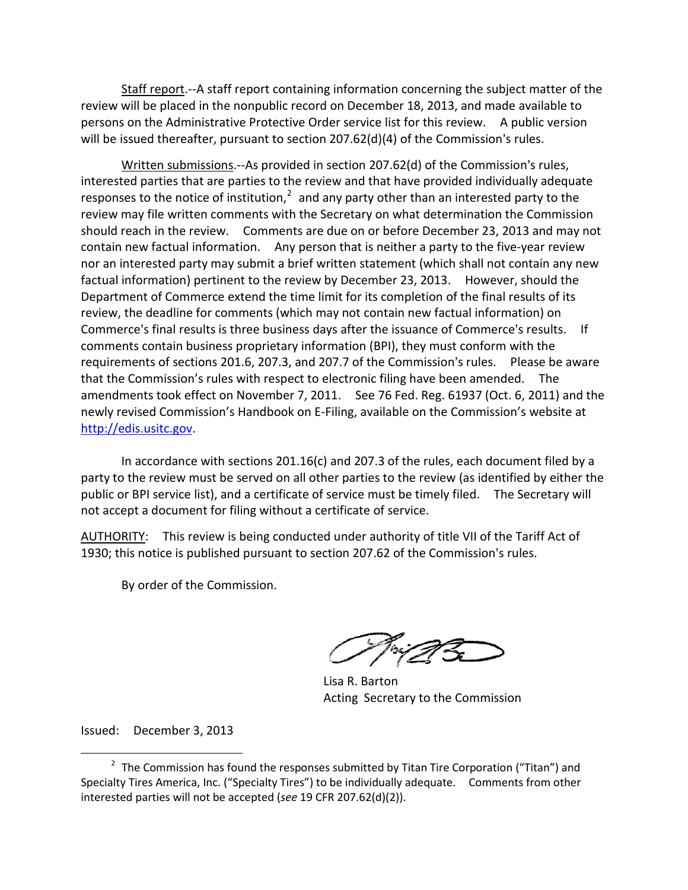Staff report.--A staff report containing information concerning the subject matter of the review will be placed in the nonpublic record on December 18, 2013, and made available to persons on the Administrative Protective Order service list for this review. A public version will be issued thereafter, pursuant to section 207.62(d)(4) of the Commission's rules.

Written submissions.--As provided in section 207.62(d) of the Commission's rules, interested parties that are parties to the review and that have provided individually adequate responses to the notice of institution,[2] and any party other than an interested party to the review may file written comments with the Secretary on what determination the Commission should reach in the review. Comments are due on or before December 23, 2013 and may not contain new factual information. Any person that is neither a party to the five-year review nor an interested party may submit a brief written statement (which shall not contain any new factual information) pertinent to the review by December 23, 2013. However, should the Department of Commerce extend the time limit for its completion of the final results of its review, the deadline for comments (which may not contain new factual information) on Commerce's final results is three business days after the issuance of Commerce's results. If comments contain business proprietary information (BPI), they must conform with the requirements of sections 201.6, 207.3, and 207.7 of the Commission's rules. Please be aware that the Commission's rules with respect to electronic filing have been amended. The amendments took effect on November 7, 2011. See 76 Fed. Reg. 61937 (Oct. 6, 2011) and the newly revised Commission's Handbook on E-Filing, available on the Commission's website at http://edis.usitc.gov.

In accordance with sections 201.16(c) and 207.3 of the rules, each document filed by a party to the review must be served on all other parties to the review (as identified by either the public or BPI service list), and a certificate of service must be timely filed. The Secretary will not accept a document for filing without a certificate of service.

AUTHORITY: This review is being conducted under authority of title VII of the Tariff Act of 1930; this notice is published pursuant to section 207.62 of the Commission's rules.

By order of the Commission.

Lisa R. Barton
Acting Secretary to the Commission

Issued: December 3, 2013

[2] The Commission has found the responses submitted by Titan Tire Corporation ("Titan") and Specialty Tires America, Inc. ("Specialty Tires") to be individually adequate. Comments from other interested parties will not be accepted (*see* 19 CFR 207.62(d)(2)).